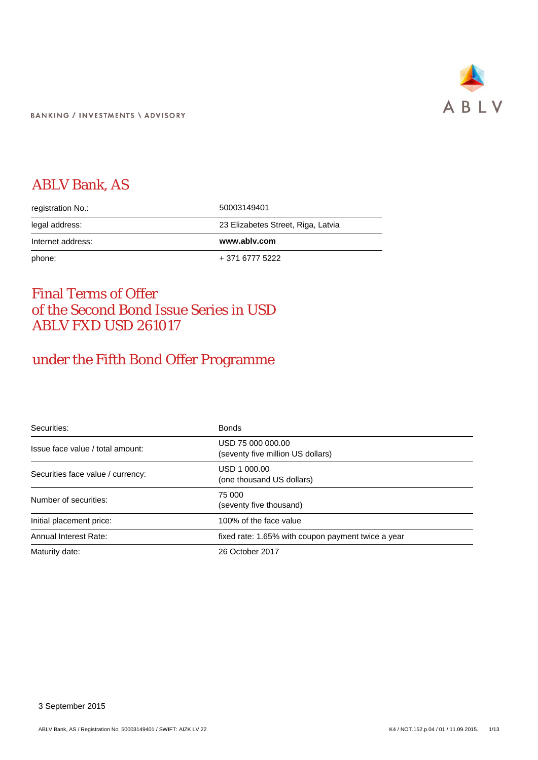BANKING / INVESTMENTS \ ADVISORY

ABLV

# ABLV Bank, AS

| registration No.: | 50003149401 |
|---|---|
| legal address: | 23 Elizabetes Street, Riga, Latvia |
| Internet address: | **www.ablv.com** |
| phone: | + 371 6777 5222 |

# Final Terms of Offer of the Second Bond Issue Series in USD ABLV FXD USD 261017

## under the Fifth Bond Offer Programme

| Securities: | Bonds |
|---|---|
| Issue face value / total amount: | USD 75 000 000.00 (seventy five million US dollars) |
| Securities face value / currency: | USD 1 000.00 (one thousand US dollars) |
| Number of securities: | 75 000 (seventy five thousand) |
| Initial placement price: | 100% of the face value |
| Annual Interest Rate: | fixed rate: 1.65% with coupon payment twice a year |
| Maturity date: | 26 October 2017 |

3 September 2015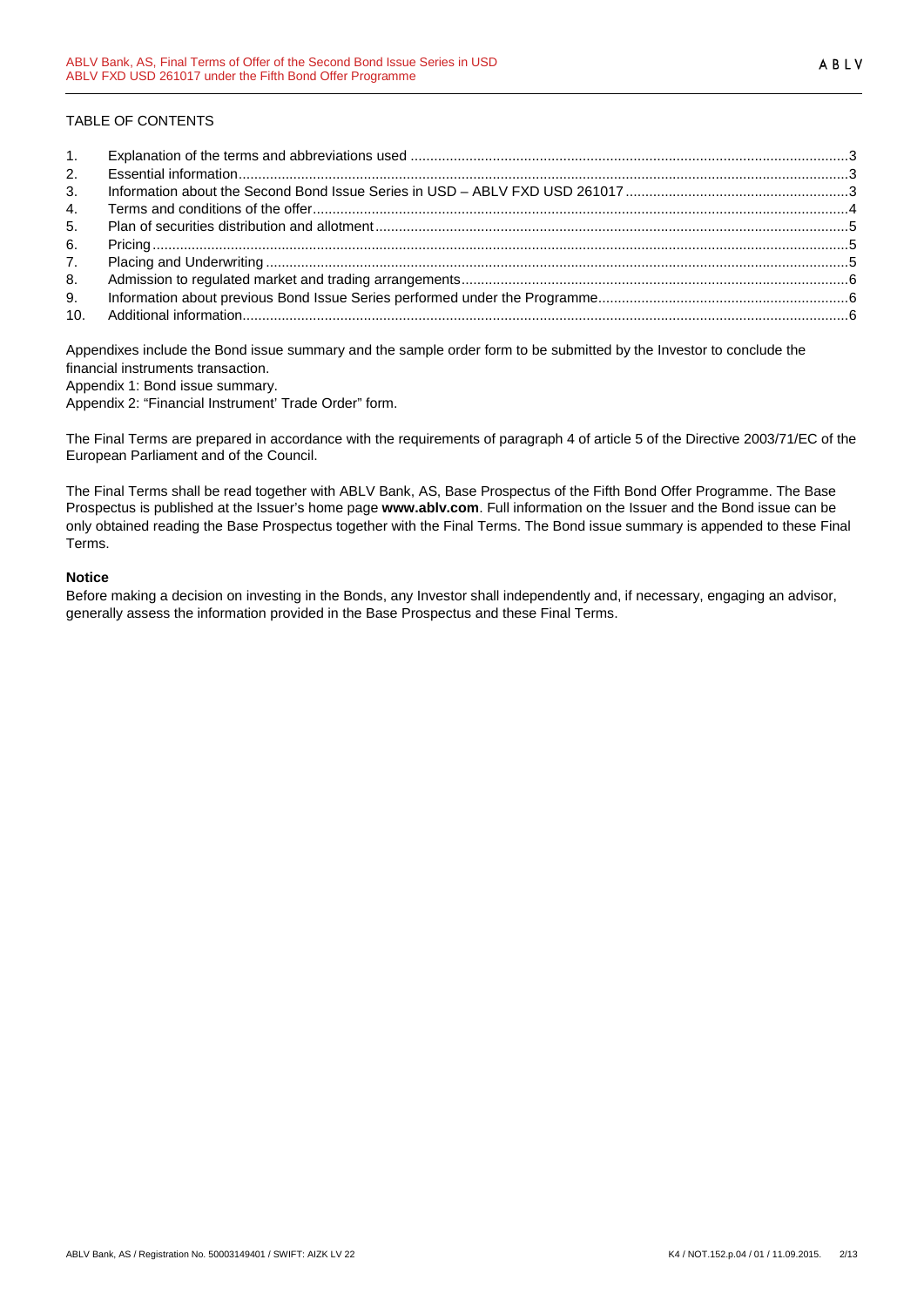TABLE OF CONTENTS

| | | |
|---|---|---|
| 1. | Explanation of the terms and abbreviations used | 3 |
| 2. | Essential information | 3 |
| 3. | Information about the Second Bond Issue Series in USD – ABLV FXD USD 261017 | 3 |
| 4. | Terms and conditions of the offer | 4 |
| 5. | Plan of securities distribution and allotment | 5 |
| 6. | Pricing | 5 |
| 7. | Placing and Underwriting | 5 |
| 8. | Admission to regulated market and trading arrangements | 6 |
| 9. | Information about previous Bond Issue Series performed under the Programme | 6 |
| 10. | Additional information | 6 |

Appendixes include the Bond issue summary and the sample order form to be submitted by the Investor to conclude the financial instruments transaction.

Appendix 1: Bond issue summary.

Appendix 2: "Financial Instrument' Trade Order" form.

The Final Terms are prepared in accordance with the requirements of paragraph 4 of article 5 of the Directive 2003/71/EC of the European Parliament and of the Council.

The Final Terms shall be read together with ABLV Bank, AS, Base Prospectus of the Fifth Bond Offer Programme. The Base Prospectus is published at the Issuer's home page **www.ablv.com**. Full information on the Issuer and the Bond issue can be only obtained reading the Base Prospectus together with the Final Terms. The Bond issue summary is appended to these Final Terms.

**Notice**

Before making a decision on investing in the Bonds, any Investor shall independently and, if necessary, engaging an advisor, generally assess the information provided in the Base Prospectus and these Final Terms.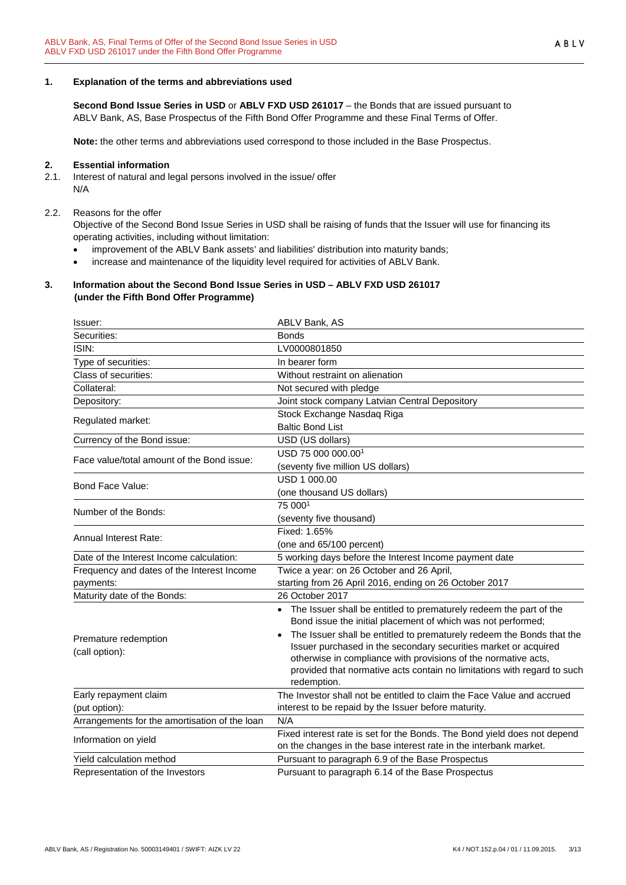## 1. Explanation of the terms and abbreviations used

**Second Bond Issue Series in USD** or **ABLV FXD USD 261017** – the Bonds that are issued pursuant to ABLV Bank, AS, Base Prospectus of the Fifth Bond Offer Programme and these Final Terms of Offer.

**Note:** the other terms and abbreviations used correspond to those included in the Base Prospectus.

## 2. Essential information

2.1. Interest of natural and legal persons involved in the issue/ offer
N/A

2.2. Reasons for the offer
Objective of the Second Bond Issue Series in USD shall be raising of funds that the Issuer will use for financing its operating activities, including without limitation:

- improvement of the ABLV Bank assets' and liabilities' distribution into maturity bands;
- increase and maintenance of the liquidity level required for activities of ABLV Bank.

## 3. Information about the Second Bond Issue Series in USD – ABLV FXD USD 261017 (under the Fifth Bond Offer Programme)

| | |
|---|---|
| Issuer: | ABLV Bank, AS |
| Securities: | Bonds |
| ISIN: | LV0000801850 |
| Type of securities: | In bearer form |
| Class of securities: | Without restraint on alienation |
| Collateral: | Not secured with pledge |
| Depository: | Joint stock company Latvian Central Depository |
| Regulated market: | Stock Exchange Nasdaq Riga<br>Baltic Bond List |
| Currency of the Bond issue: | USD (US dollars) |
| Face value/total amount of the Bond issue: | USD 75 000 000.00[1]<br>(seventy five million US dollars) |
| Bond Face Value: | USD 1 000.00<br>(one thousand US dollars) |
| Number of the Bonds: | 75 000[1]<br>(seventy five thousand) |
| Annual Interest Rate: | Fixed: 1.65%<br>(one and 65/100 percent) |
| Date of the Interest Income calculation: | 5 working days before the Interest Income payment date |
| Frequency and dates of the Interest Income payments: | Twice a year: on 26 October and 26 April, starting from 26 April 2016, ending on 26 October 2017 |
| Maturity date of the Bonds: | 26 October 2017 |
| Premature redemption (call option): | • The Issuer shall be entitled to prematurely redeem the part of the Bond issue the initial placement of which was not performed;<br>• The Issuer shall be entitled to prematurely redeem the Bonds that the Issuer purchased in the secondary securities market or acquired otherwise in compliance with provisions of the normative acts, provided that normative acts contain no limitations with regard to such redemption. |
| Early repayment claim (put option): | The Investor shall not be entitled to claim the Face Value and accrued interest to be repaid by the Issuer before maturity. |
| Arrangements for the amortisation of the loan | N/A |
| Information on yield | Fixed interest rate is set for the Bonds. The Bond yield does not depend on the changes in the base interest rate in the interbank market. |
| Yield calculation method | Pursuant to paragraph 6.9 of the Base Prospectus |
| Representation of the Investors | Pursuant to paragraph 6.14 of the Base Prospectus |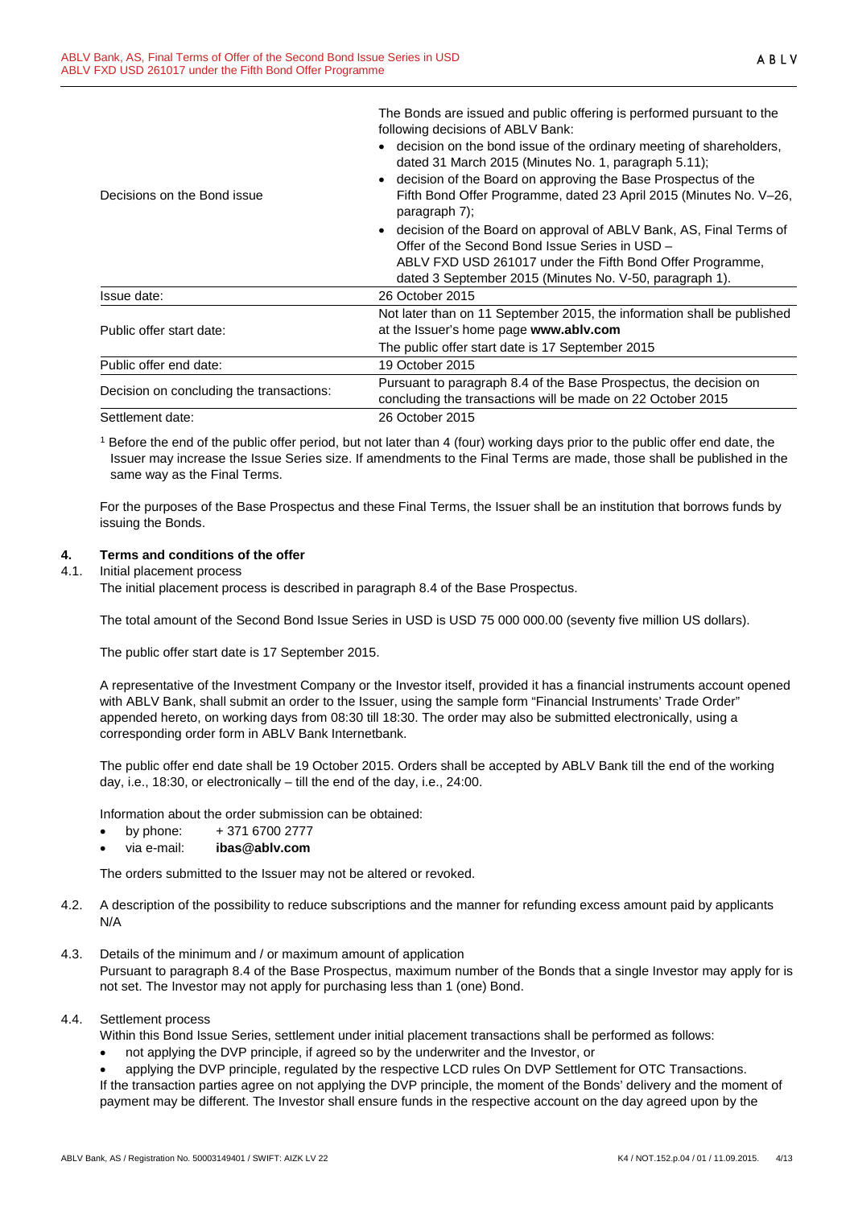| | |
|---|---|
| Decisions on the Bond issue | The Bonds are issued and public offering is performed pursuant to the following decisions of ABLV Bank:<br>• decision on the bond issue of the ordinary meeting of shareholders, dated 31 March 2015 (Minutes No. 1, paragraph 5.11);<br>• decision of the Board on approving the Base Prospectus of the Fifth Bond Offer Programme, dated 23 April 2015 (Minutes No. V–26, paragraph 7);<br>• decision of the Board on approval of ABLV Bank, AS, Final Terms of Offer of the Second Bond Issue Series in USD – ABLV FXD USD 261017 under the Fifth Bond Offer Programme, dated 3 September 2015 (Minutes No. V-50, paragraph 1). |
| Issue date: | 26 October 2015 |
| Public offer start date: | Not later than on 11 September 2015, the information shall be published at the Issuer's home page **www.ablv.com**<br>The public offer start date is 17 September 2015 |
| Public offer end date: | 19 October 2015 |
| Decision on concluding the transactions: | Pursuant to paragraph 8.4 of the Base Prospectus, the decision on concluding the transactions will be made on 22 October 2015 |
| Settlement date: | 26 October 2015 |

[1] Before the end of the public offer period, but not later than 4 (four) working days prior to the public offer end date, the Issuer may increase the Issue Series size. If amendments to the Final Terms are made, those shall be published in the same way as the Final Terms.

For the purposes of the Base Prospectus and these Final Terms, the Issuer shall be an institution that borrows funds by issuing the Bonds.

## 4. Terms and conditions of the offer

4.1. Initial placement process

The initial placement process is described in paragraph 8.4 of the Base Prospectus.

The total amount of the Second Bond Issue Series in USD is USD 75 000 000.00 (seventy five million US dollars).

The public offer start date is 17 September 2015.

A representative of the Investment Company or the Investor itself, provided it has a financial instruments account opened with ABLV Bank, shall submit an order to the Issuer, using the sample form "Financial Instruments' Trade Order" appended hereto, on working days from 08:30 till 18:30. The order may also be submitted electronically, using a corresponding order form in ABLV Bank Internetbank.

The public offer end date shall be 19 October 2015. Orders shall be accepted by ABLV Bank till the end of the working day, i.e., 18:30, or electronically – till the end of the day, i.e., 24:00.

Information about the order submission can be obtained:

- by phone: + 371 6700 2777
- via e-mail: **ibas@ablv.com**

The orders submitted to the Issuer may not be altered or revoked.

4.2. A description of the possibility to reduce subscriptions and the manner for refunding excess amount paid by applicants

N/A

4.3. Details of the minimum and / or maximum amount of application

Pursuant to paragraph 8.4 of the Base Prospectus, maximum number of the Bonds that a single Investor may apply for is not set. The Investor may not apply for purchasing less than 1 (one) Bond.

4.4. Settlement process

Within this Bond Issue Series, settlement under initial placement transactions shall be performed as follows:

- not applying the DVP principle, if agreed so by the underwriter and the Investor, or
- applying the DVP principle, regulated by the respective LCD rules On DVP Settlement for OTC Transactions.

If the transaction parties agree on not applying the DVP principle, the moment of the Bonds' delivery and the moment of payment may be different. The Investor shall ensure funds in the respective account on the day agreed upon by the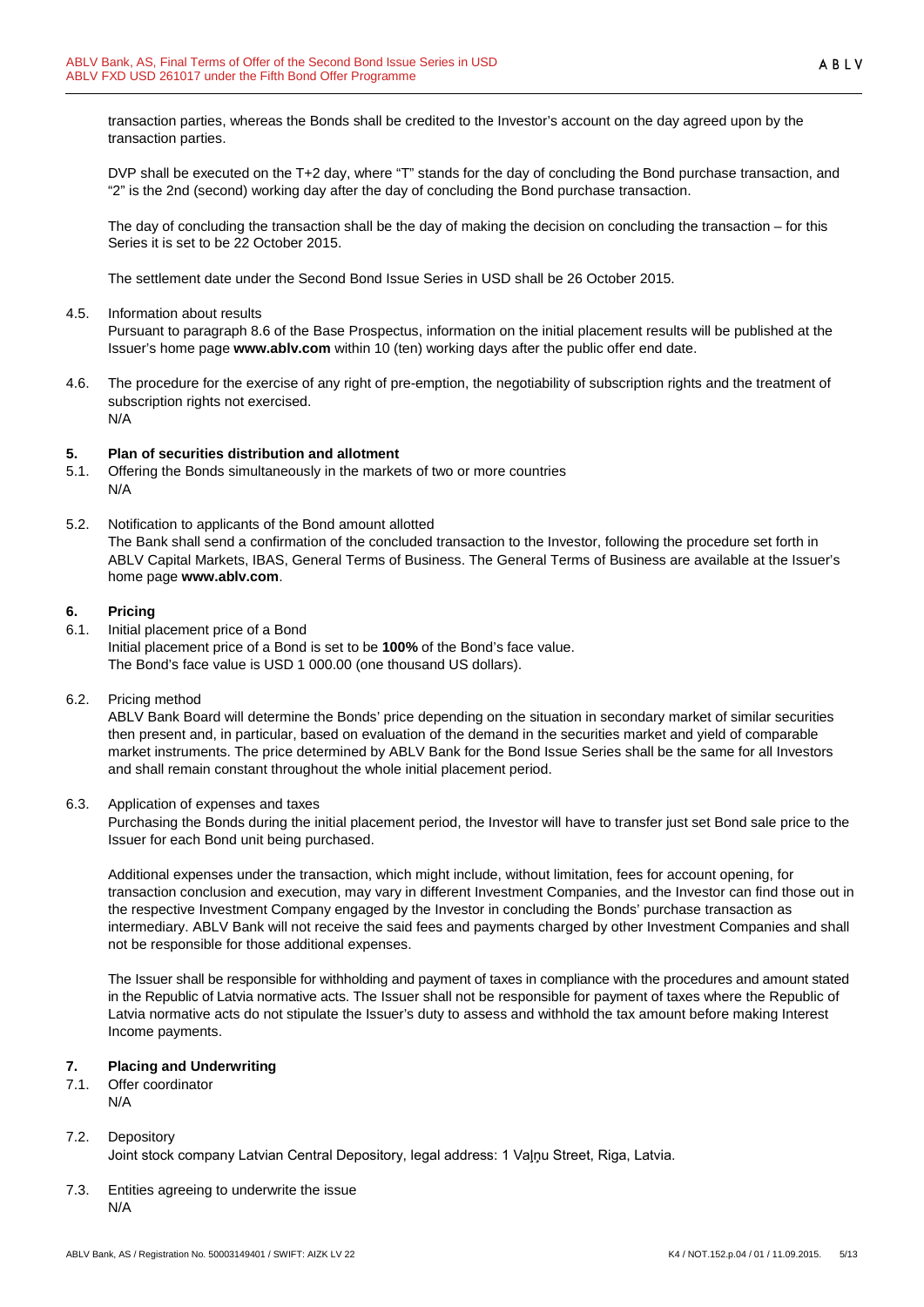transaction parties, whereas the Bonds shall be credited to the Investor's account on the day agreed upon by the transaction parties.

DVP shall be executed on the T+2 day, where "T" stands for the day of concluding the Bond purchase transaction, and "2" is the 2nd (second) working day after the day of concluding the Bond purchase transaction.

The day of concluding the transaction shall be the day of making the decision on concluding the transaction – for this Series it is set to be 22 October 2015.

The settlement date under the Second Bond Issue Series in USD shall be 26 October 2015.

4.5. Information about results

Pursuant to paragraph 8.6 of the Base Prospectus, information on the initial placement results will be published at the Issuer's home page **www.ablv.com** within 10 (ten) working days after the public offer end date.

4.6. The procedure for the exercise of any right of pre-emption, the negotiability of subscription rights and the treatment of subscription rights not exercised.

N/A

## 5. Plan of securities distribution and allotment

5.1. Offering the Bonds simultaneously in the markets of two or more countries

N/A

5.2. Notification to applicants of the Bond amount allotted

The Bank shall send a confirmation of the concluded transaction to the Investor, following the procedure set forth in ABLV Capital Markets, IBAS, General Terms of Business. The General Terms of Business are available at the Issuer's home page **www.ablv.com**.

## 6. Pricing

6.1. Initial placement price of a Bond

Initial placement price of a Bond is set to be **100%** of the Bond's face value.
The Bond's face value is USD 1 000.00 (one thousand US dollars).

6.2. Pricing method

ABLV Bank Board will determine the Bonds' price depending on the situation in secondary market of similar securities then present and, in particular, based on evaluation of the demand in the securities market and yield of comparable market instruments. The price determined by ABLV Bank for the Bond Issue Series shall be the same for all Investors and shall remain constant throughout the whole initial placement period.

6.3. Application of expenses and taxes

Purchasing the Bonds during the initial placement period, the Investor will have to transfer just set Bond sale price to the Issuer for each Bond unit being purchased.

Additional expenses under the transaction, which might include, without limitation, fees for account opening, for transaction conclusion and execution, may vary in different Investment Companies, and the Investor can find those out in the respective Investment Company engaged by the Investor in concluding the Bonds' purchase transaction as intermediary. ABLV Bank will not receive the said fees and payments charged by other Investment Companies and shall not be responsible for those additional expenses.

The Issuer shall be responsible for withholding and payment of taxes in compliance with the procedures and amount stated in the Republic of Latvia normative acts. The Issuer shall not be responsible for payment of taxes where the Republic of Latvia normative acts do not stipulate the Issuer's duty to assess and withhold the tax amount before making Interest Income payments.

## 7. Placing and Underwriting

7.1. Offer coordinator

N/A

7.2. Depository

Joint stock company Latvian Central Depository, legal address: 1 Vaļņu Street, Riga, Latvia.

7.3. Entities agreeing to underwrite the issue

N/A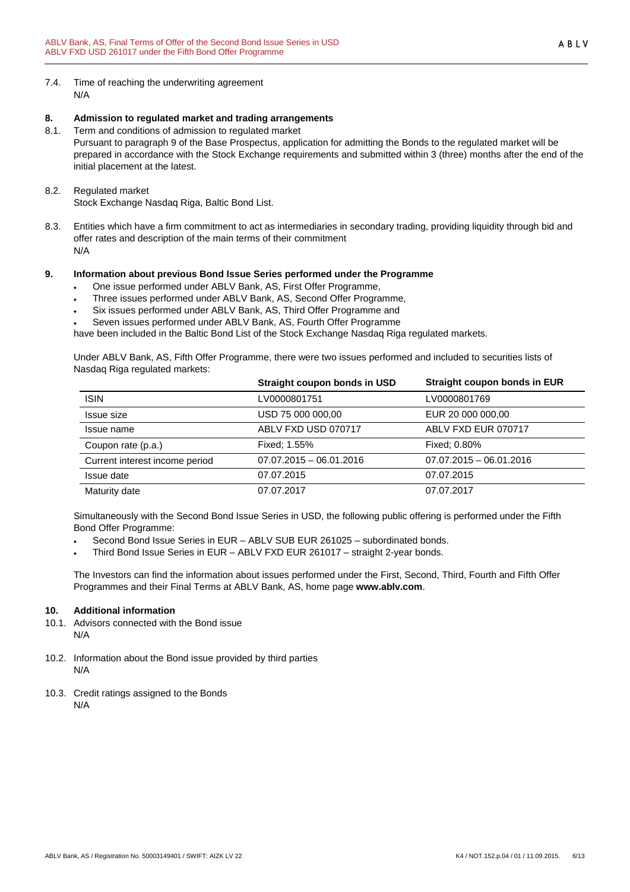7.4. Time of reaching the underwriting agreement
N/A

## 8. Admission to regulated market and trading arrangements

8.1. Term and conditions of admission to regulated market
Pursuant to paragraph 9 of the Base Prospectus, application for admitting the Bonds to the regulated market will be prepared in accordance with the Stock Exchange requirements and submitted within 3 (three) months after the end of the initial placement at the latest.

8.2. Regulated market
Stock Exchange Nasdaq Riga, Baltic Bond List.

8.3. Entities which have a firm commitment to act as intermediaries in secondary trading, providing liquidity through bid and offer rates and description of the main terms of their commitment
N/A

## 9. Information about previous Bond Issue Series performed under the Programme

- One issue performed under ABLV Bank, AS, First Offer Programme,
- Three issues performed under ABLV Bank, AS, Second Offer Programme,
- Six issues performed under ABLV Bank, AS, Third Offer Programme and
- Seven issues performed under ABLV Bank, AS, Fourth Offer Programme

have been included in the Baltic Bond List of the Stock Exchange Nasdaq Riga regulated markets.

Under ABLV Bank, AS, Fifth Offer Programme, there were two issues performed and included to securities lists of Nasdaq Riga regulated markets:

| | **Straight coupon bonds in USD** | **Straight coupon bonds in EUR** |
|---|---|---|
| ISIN | LV0000801751 | LV0000801769 |
| Issue size | USD 75 000 000,00 | EUR 20 000 000,00 |
| Issue name | ABLV FXD USD 070717 | ABLV FXD EUR 070717 |
| Coupon rate (p.a.) | Fixed; 1.55% | Fixed; 0.80% |
| Current interest income period | 07.07.2015 – 06.01.2016 | 07.07.2015 – 06.01.2016 |
| Issue date | 07.07.2015 | 07.07.2015 |
| Maturity date | 07.07.2017 | 07.07.2017 |

Simultaneously with the Second Bond Issue Series in USD, the following public offering is performed under the Fifth Bond Offer Programme:

- Second Bond Issue Series in EUR – ABLV SUB EUR 261025 – subordinated bonds.
- Third Bond Issue Series in EUR – ABLV FXD EUR 261017 – straight 2-year bonds.

The Investors can find the information about issues performed under the First, Second, Third, Fourth and Fifth Offer Programmes and their Final Terms at ABLV Bank, AS, home page **www.ablv.com**.

## 10. Additional information

10.1. Advisors connected with the Bond issue
N/A

10.2. Information about the Bond issue provided by third parties
N/A

10.3. Credit ratings assigned to the Bonds
N/A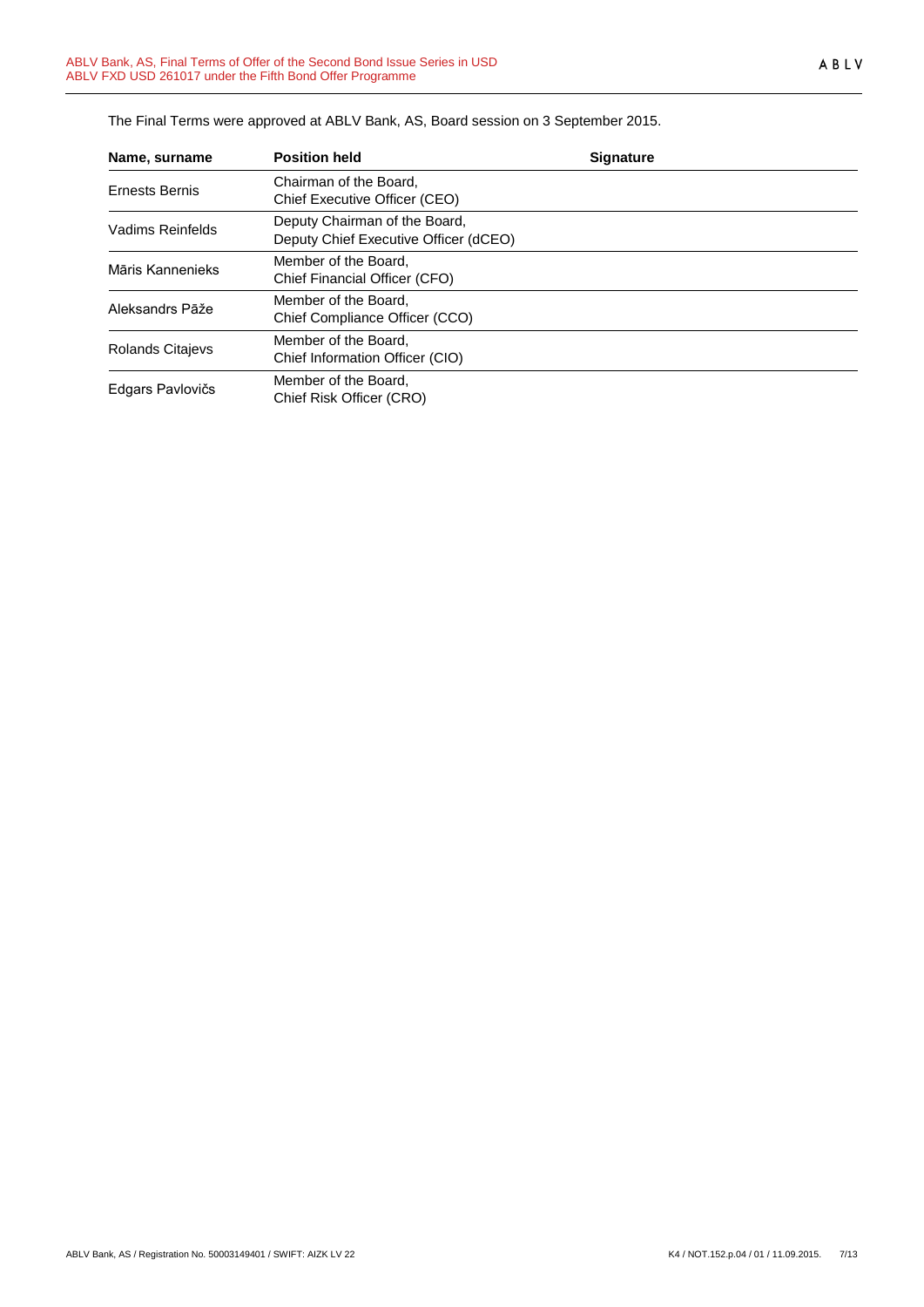The Final Terms were approved at ABLV Bank, AS, Board session on 3 September 2015.

| Name, surname | Position held | Signature |
| --- | --- | --- |
| Ernests Bernis | Chairman of the Board, Chief Executive Officer (CEO) | |
| Vadims Reinfelds | Deputy Chairman of the Board, Deputy Chief Executive Officer (dCEO) | |
| Māris Kannenieks | Member of the Board, Chief Financial Officer (CFO) | |
| Aleksandrs Pāže | Member of the Board, Chief Compliance Officer (CCO) | |
| Rolands Citajevs | Member of the Board, Chief Information Officer (CIO) | |
| Edgars Pavlovičs | Member of the Board, Chief Risk Officer (CRO) | |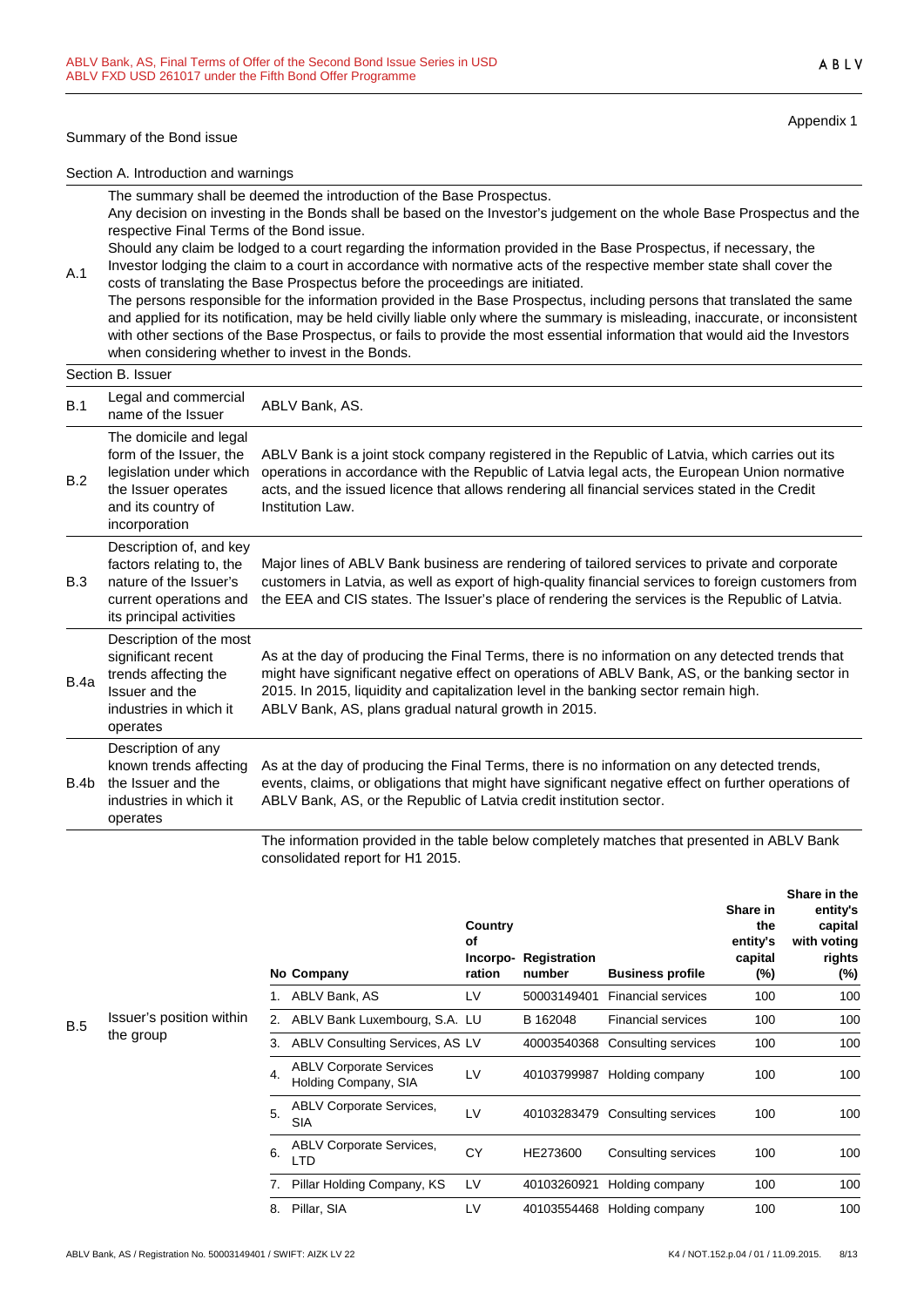Appendix 1

Summary of the Bond issue

Section A. Introduction and warnings

| | |
|---|---|
| A.1 | The summary shall be deemed the introduction of the Base Prospectus.<br>Any decision on investing in the Bonds shall be based on the Investor's judgement on the whole Base Prospectus and the respective Final Terms of the Bond issue.<br>Should any claim be lodged to a court regarding the information provided in the Base Prospectus, if necessary, the Investor lodging the claim to a court in accordance with normative acts of the respective member state shall cover the costs of translating the Base Prospectus before the proceedings are initiated.<br>The persons responsible for the information provided in the Base Prospectus, including persons that translated the same and applied for its notification, may be held civilly liable only where the summary is misleading, inaccurate, or inconsistent with other sections of the Base Prospectus, or fails to provide the most essential information that would aid the Investors when considering whether to invest in the Bonds. |

Section B. Issuer

| | | |
|---|---|---|
| B.1 | Legal and commercial name of the Issuer | ABLV Bank, AS. |
| B.2 | The domicile and legal form of the Issuer, the legislation under which the Issuer operates and its country of incorporation | ABLV Bank is a joint stock company registered in the Republic of Latvia, which carries out its operations in accordance with the Republic of Latvia legal acts, the European Union normative acts, and the issued licence that allows rendering all financial services stated in the Credit Institution Law. |
| B.3 | Description of, and key factors relating to, the nature of the Issuer's current operations and its principal activities | Major lines of ABLV Bank business are rendering of tailored services to private and corporate customers in Latvia, as well as export of high-quality financial services to foreign customers from the EEA and CIS states. The Issuer's place of rendering the services is the Republic of Latvia. |
| B.4a | Description of the most significant recent trends affecting the Issuer and the industries in which it operates | As at the day of producing the Final Terms, there is no information on any detected trends that might have significant negative effect on operations of ABLV Bank, AS, or the banking sector in 2015. In 2015, liquidity and capitalization level in the banking sector remain high.<br>ABLV Bank, AS, plans gradual natural growth in 2015. |
| B.4b | Description of any known trends affecting the Issuer and the industries in which it operates | As at the day of producing the Final Terms, there is no information on any detected trends, events, claims, or obligations that might have significant negative effect on further operations of ABLV Bank, AS, or the Republic of Latvia credit institution sector. |
| B.5 | Issuer's position within the group | The information provided in the table below completely matches that presented in ABLV Bank consolidated report for H1 2015. |

| No | Company | Country of Incorpo-ration | Registration number | Business profile | Share in the entity's capital (%) | Share in the entity's capital with voting rights (%) |
|---|---|---|---|---|---|---|
| 1. | ABLV Bank, AS | LV | 50003149401 | Financial services | 100 | 100 |
| 2. | ABLV Bank Luxembourg, S.A. | LU | B 162048 | Financial services | 100 | 100 |
| 3. | ABLV Consulting Services, AS | LV | 40003540368 | Consulting services | 100 | 100 |
| 4. | ABLV Corporate Services Holding Company, SIA | LV | 40103799987 | Holding company | 100 | 100 |
| 5. | ABLV Corporate Services, SIA | LV | 40103283479 | Consulting services | 100 | 100 |
| 6. | ABLV Corporate Services, LTD | CY | HE273600 | Consulting services | 100 | 100 |
| 7. | Pillar Holding Company, KS | LV | 40103260921 | Holding company | 100 | 100 |
| 8. | Pillar, SIA | LV | 40103554468 | Holding company | 100 | 100 |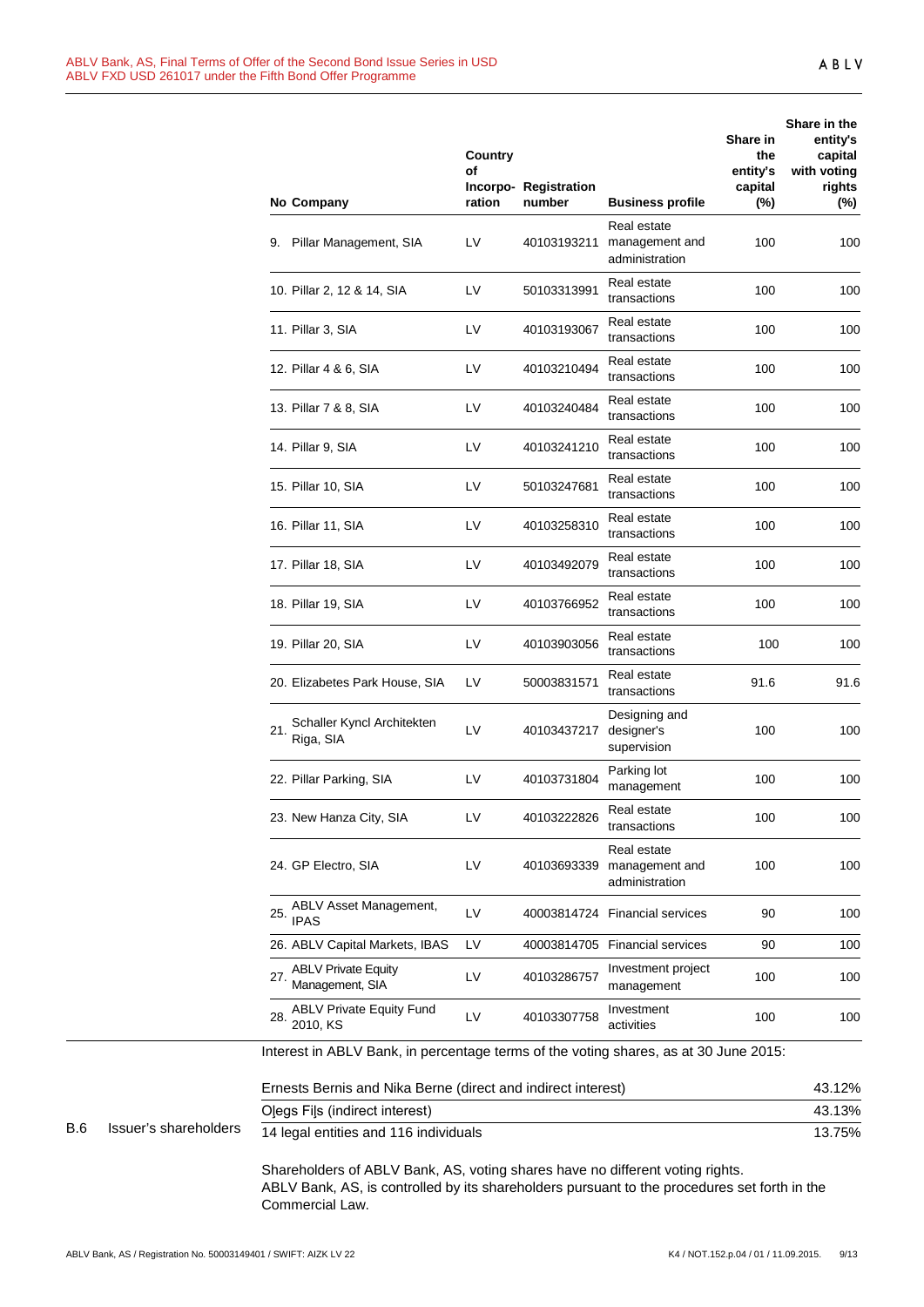| No | Company | Country of Incorpo-ration | Registration number | Business profile | Share in the entity's capital (%) | Share in the entity's capital with voting rights (%) |
|---|---|---|---|---|---|---|
| 9. | Pillar Management, SIA | LV | 40103193211 | Real estate management and administration | 100 | 100 |
| 10. | Pillar 2, 12 & 14, SIA | LV | 50103313991 | Real estate transactions | 100 | 100 |
| 11. | Pillar 3, SIA | LV | 40103193067 | Real estate transactions | 100 | 100 |
| 12. | Pillar 4 & 6, SIA | LV | 40103210494 | Real estate transactions | 100 | 100 |
| 13. | Pillar 7 & 8, SIA | LV | 40103240484 | Real estate transactions | 100 | 100 |
| 14. | Pillar 9, SIA | LV | 40103241210 | Real estate transactions | 100 | 100 |
| 15. | Pillar 10, SIA | LV | 50103247681 | Real estate transactions | 100 | 100 |
| 16. | Pillar 11, SIA | LV | 40103258310 | Real estate transactions | 100 | 100 |
| 17. | Pillar 18, SIA | LV | 40103492079 | Real estate transactions | 100 | 100 |
| 18. | Pillar 19, SIA | LV | 40103766952 | Real estate transactions | 100 | 100 |
| 19. | Pillar 20, SIA | LV | 40103903056 | Real estate transactions | 100 | 100 |
| 20. | Elizabetes Park House, SIA | LV | 50003831571 | Real estate transactions | 91.6 | 91.6 |
| 21. | Schaller Kyncl Architekten Riga, SIA | LV | 40103437217 | Designing and designer's supervision | 100 | 100 |
| 22. | Pillar Parking, SIA | LV | 40103731804 | Parking lot management | 100 | 100 |
| 23. | New Hanza City, SIA | LV | 40103222826 | Real estate transactions | 100 | 100 |
| 24. | GP Electro, SIA | LV | 40103693339 | Real estate management and administration | 100 | 100 |
| 25. | ABLV Asset Management, IPAS | LV | 40003814724 | Financial services | 90 | 100 |
| 26. | ABLV Capital Markets, IBAS | LV | 40003814705 | Financial services | 90 | 100 |
| 27. | ABLV Private Equity Management, SIA | LV | 40103286757 | Investment project management | 100 | 100 |
| 28. | ABLV Private Equity Fund 2010, KS | LV | 40103307758 | Investment activities | 100 | 100 |

**B.6 Issuer's shareholders**

Interest in ABLV Bank, in percentage terms of the voting shares, as at 30 June 2015:

| Shareholder | Interest |
|---|---|
| Ernests Bernis and Nika Berne (direct and indirect interest) | 43.12% |
| Oļegs Fiļs (indirect interest) | 43.13% |
| 14 legal entities and 116 individuals | 13.75% |

Shareholders of ABLV Bank, AS, voting shares have no different voting rights.
ABLV Bank, AS, is controlled by its shareholders pursuant to the procedures set forth in the Commercial Law.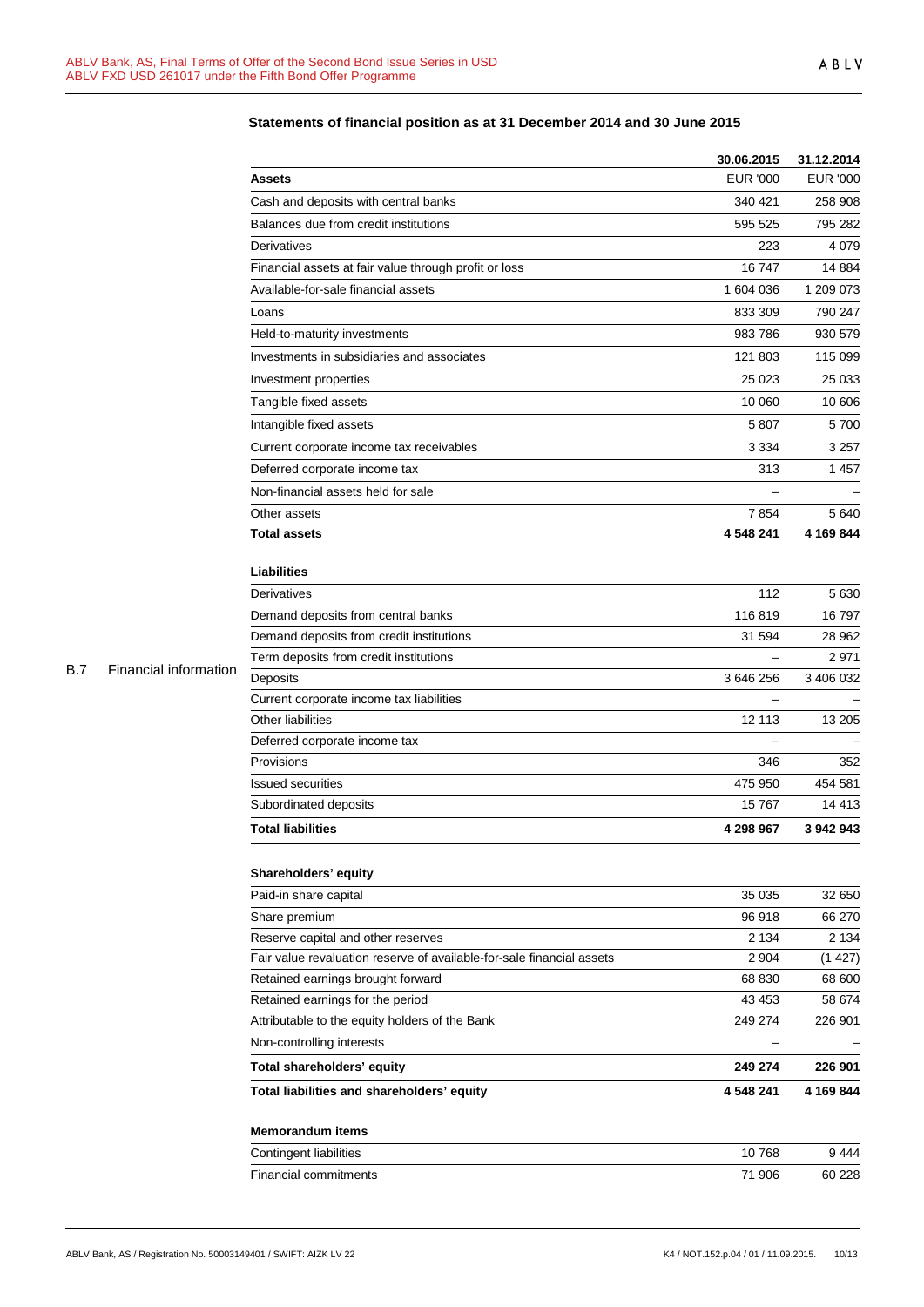B.7 Financial information

## Statements of financial position as at 31 December 2014 and 30 June 2015

| | 30.06.2015 | 31.12.2014 |
|---|---|---|
| **Assets** | EUR '000 | EUR '000 |
| Cash and deposits with central banks | 340 421 | 258 908 |
| Balances due from credit institutions | 595 525 | 795 282 |
| Derivatives | 223 | 4 079 |
| Financial assets at fair value through profit or loss | 16 747 | 14 884 |
| Available-for-sale financial assets | 1 604 036 | 1 209 073 |
| Loans | 833 309 | 790 247 |
| Held-to-maturity investments | 983 786 | 930 579 |
| Investments in subsidiaries and associates | 121 803 | 115 099 |
| Investment properties | 25 023 | 25 033 |
| Tangible fixed assets | 10 060 | 10 606 |
| Intangible fixed assets | 5 807 | 5 700 |
| Current corporate income tax receivables | 3 334 | 3 257 |
| Deferred corporate income tax | 313 | 1 457 |
| Non-financial assets held for sale | – | – |
| Other assets | 7 854 | 5 640 |
| **Total assets** | **4 548 241** | **4 169 844** |
| **Liabilities** | | |
| Derivatives | 112 | 5 630 |
| Demand deposits from central banks | 116 819 | 16 797 |
| Demand deposits from credit institutions | 31 594 | 28 962 |
| Term deposits from credit institutions | – | 2 971 |
| Deposits | 3 646 256 | 3 406 032 |
| Current corporate income tax liabilities | – | – |
| Other liabilities | 12 113 | 13 205 |
| Deferred corporate income tax | – | – |
| Provisions | 346 | 352 |
| Issued securities | 475 950 | 454 581 |
| Subordinated deposits | 15 767 | 14 413 |
| **Total liabilities** | **4 298 967** | **3 942 943** |
| **Shareholders' equity** | | |
| Paid-in share capital | 35 035 | 32 650 |
| Share premium | 96 918 | 66 270 |
| Reserve capital and other reserves | 2 134 | 2 134 |
| Fair value revaluation reserve of available-for-sale financial assets | 2 904 | (1 427) |
| Retained earnings brought forward | 68 830 | 68 600 |
| Retained earnings for the period | 43 453 | 58 674 |
| Attributable to the equity holders of the Bank | 249 274 | 226 901 |
| Non-controlling interests | – | – |
| **Total shareholders' equity** | **249 274** | **226 901** |
| **Total liabilities and shareholders' equity** | **4 548 241** | **4 169 844** |
| **Memorandum items** | | |
| Contingent liabilities | 10 768 | 9 444 |
| Financial commitments | 71 906 | 60 228 |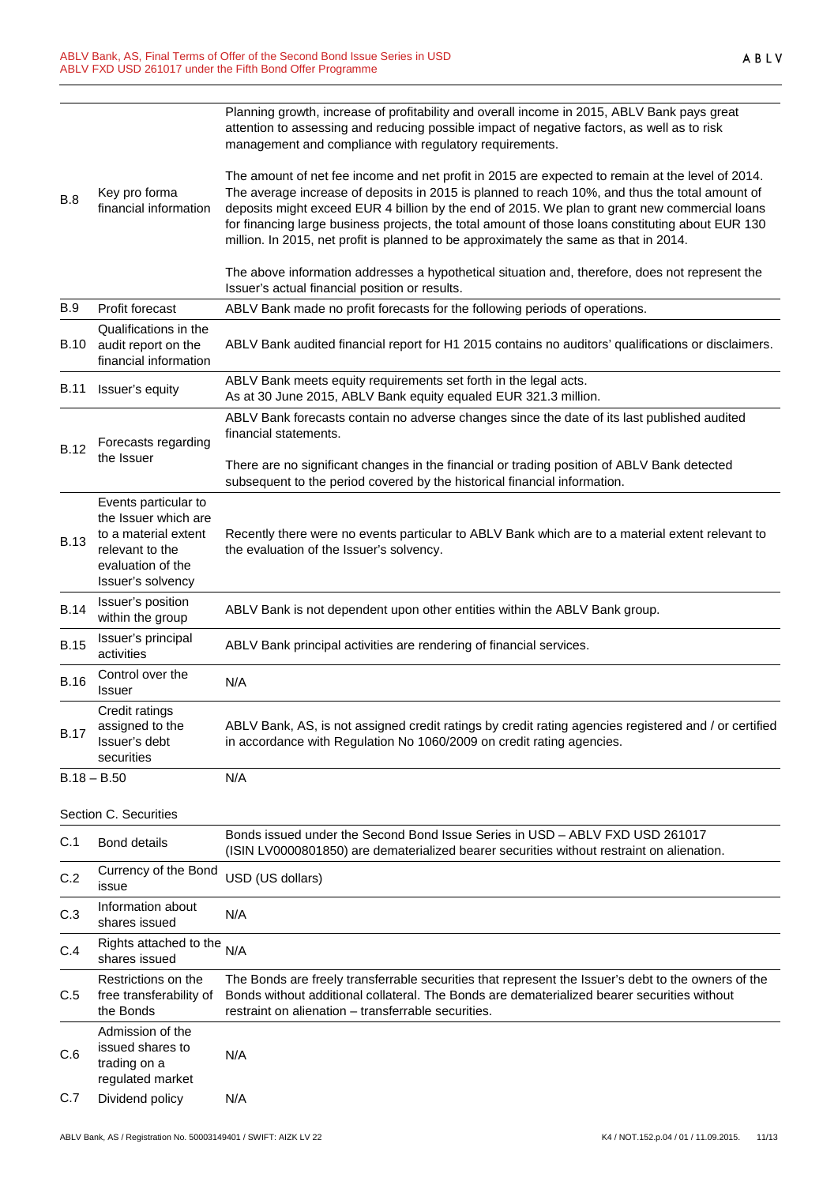| | | |
|---|---|---|
| B.8 | Key pro forma financial information | Planning growth, increase of profitability and overall income in 2015, ABLV Bank pays great attention to assessing and reducing possible impact of negative factors, as well as to risk management and compliance with regulatory requirements.<br><br>The amount of net fee income and net profit in 2015 are expected to remain at the level of 2014. The average increase of deposits in 2015 is planned to reach 10%, and thus the total amount of deposits might exceed EUR 4 billion by the end of 2015. We plan to grant new commercial loans for financing large business projects, the total amount of those loans constituting about EUR 130 million. In 2015, net profit is planned to be approximately the same as that in 2014.<br><br>The above information addresses a hypothetical situation and, therefore, does not represent the Issuer's actual financial position or results. |
| B.9 | Profit forecast | ABLV Bank made no profit forecasts for the following periods of operations. |
| B.10 | Qualifications in the audit report on the financial information | ABLV Bank audited financial report for H1 2015 contains no auditors' qualifications or disclaimers. |
| B.11 | Issuer's equity | ABLV Bank meets equity requirements set forth in the legal acts.<br>As at 30 June 2015, ABLV Bank equity equaled EUR 321.3 million. |
| B.12 | Forecasts regarding the Issuer | ABLV Bank forecasts contain no adverse changes since the date of its last published audited financial statements.<br><br>There are no significant changes in the financial or trading position of ABLV Bank detected subsequent to the period covered by the historical financial information. |
| B.13 | Events particular to the Issuer which are to a material extent relevant to the evaluation of the Issuer's solvency | Recently there were no events particular to ABLV Bank which are to a material extent relevant to the evaluation of the Issuer's solvency. |
| B.14 | Issuer's position within the group | ABLV Bank is not dependent upon other entities within the ABLV Bank group. |
| B.15 | Issuer's principal activities | ABLV Bank principal activities are rendering of financial services. |
| B.16 | Control over the Issuer | N/A |
| B.17 | Credit ratings assigned to the Issuer's debt securities | ABLV Bank, AS, is not assigned credit ratings by credit rating agencies registered and / or certified in accordance with Regulation No 1060/2009 on credit rating agencies. |
| B.18 – B.50 | | N/A |

## Section C. Securities

| | | |
|---|---|---|
| C.1 | Bond details | Bonds issued under the Second Bond Issue Series in USD – ABLV FXD USD 261017 (ISIN LV0000801850) are dematerialized bearer securities without restraint on alienation. |
| C.2 | Currency of the Bond issue | USD (US dollars) |
| C.3 | Information about shares issued | N/A |
| C.4 | Rights attached to the shares issued | N/A |
| C.5 | Restrictions on the free transferability of the Bonds | The Bonds are freely transferrable securities that represent the Issuer's debt to the owners of the Bonds without additional collateral. The Bonds are dematerialized bearer securities without restraint on alienation – transferrable securities. |
| C.6 | Admission of the issued shares to trading on a regulated market | N/A |
| C.7 | Dividend policy | N/A |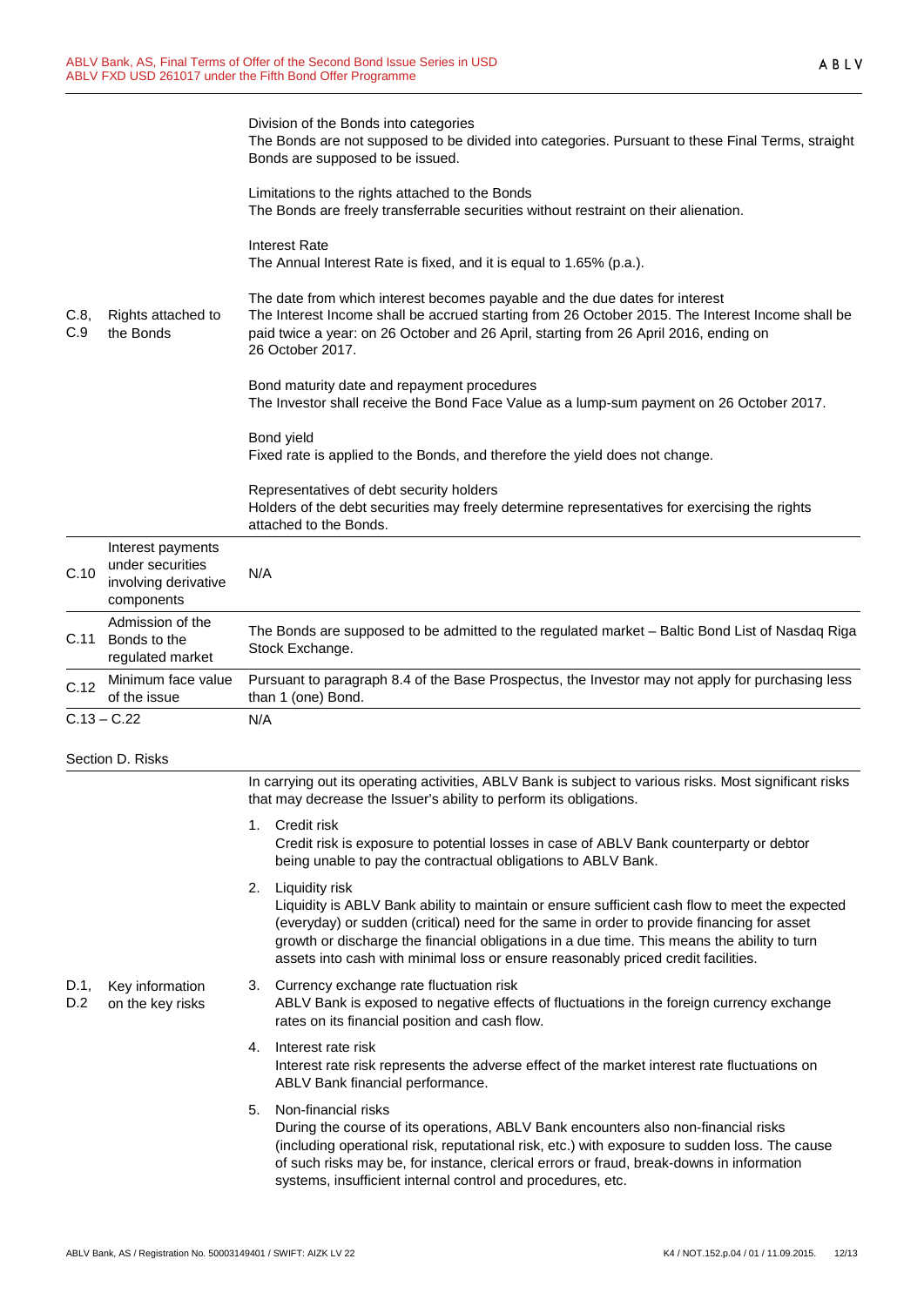| | | |
|---|---|---|
| C.8, C.9 | Rights attached to the Bonds | Division of the Bonds into categories<br>The Bonds are not supposed to be divided into categories. Pursuant to these Final Terms, straight Bonds are supposed to be issued.<br><br>Limitations to the rights attached to the Bonds<br>The Bonds are freely transferrable securities without restraint on their alienation.<br><br>Interest Rate<br>The Annual Interest Rate is fixed, and it is equal to 1.65% (p.a.).<br><br>The date from which interest becomes payable and the due dates for interest<br>The Interest Income shall be accrued starting from 26 October 2015. The Interest Income shall be paid twice a year: on 26 October and 26 April, starting from 26 April 2016, ending on 26 October 2017.<br><br>Bond maturity date and repayment procedures<br>The Investor shall receive the Bond Face Value as a lump-sum payment on 26 October 2017.<br><br>Bond yield<br>Fixed rate is applied to the Bonds, and therefore the yield does not change.<br><br>Representatives of debt security holders<br>Holders of the debt securities may freely determine representatives for exercising the rights attached to the Bonds. |
| C.10 | Interest payments under securities involving derivative components | N/A |
| C.11 | Admission of the Bonds to the regulated market | The Bonds are supposed to be admitted to the regulated market – Baltic Bond List of Nasdaq Riga Stock Exchange. |
| C.12 | Minimum face value of the issue | Pursuant to paragraph 8.4 of the Base Prospectus, the Investor may not apply for purchasing less than 1 (one) Bond. |
| C.13 – C.22 | | N/A |

Section D. Risks

| | | |
|---|---|---|
| D.1, D.2 | Key information on the key risks | In carrying out its operating activities, ABLV Bank is subject to various risks. Most significant risks that may decrease the Issuer's ability to perform its obligations.<br><br>1. Credit risk<br>Credit risk is exposure to potential losses in case of ABLV Bank counterparty or debtor being unable to pay the contractual obligations to ABLV Bank.<br><br>2. Liquidity risk<br>Liquidity is ABLV Bank ability to maintain or ensure sufficient cash flow to meet the expected (everyday) or sudden (critical) need for the same in order to provide financing for asset growth or discharge the financial obligations in a due time. This means the ability to turn assets into cash with minimal loss or ensure reasonably priced credit facilities.<br><br>3. Currency exchange rate fluctuation risk<br>ABLV Bank is exposed to negative effects of fluctuations in the foreign currency exchange rates on its financial position and cash flow.<br><br>4. Interest rate risk<br>Interest rate risk represents the adverse effect of the market interest rate fluctuations on ABLV Bank financial performance.<br><br>5. Non-financial risks<br>During the course of its operations, ABLV Bank encounters also non-financial risks (including operational risk, reputational risk, etc.) with exposure to sudden loss. The cause of such risks may be, for instance, clerical errors or fraud, break-downs in information systems, insufficient internal control and procedures, etc. |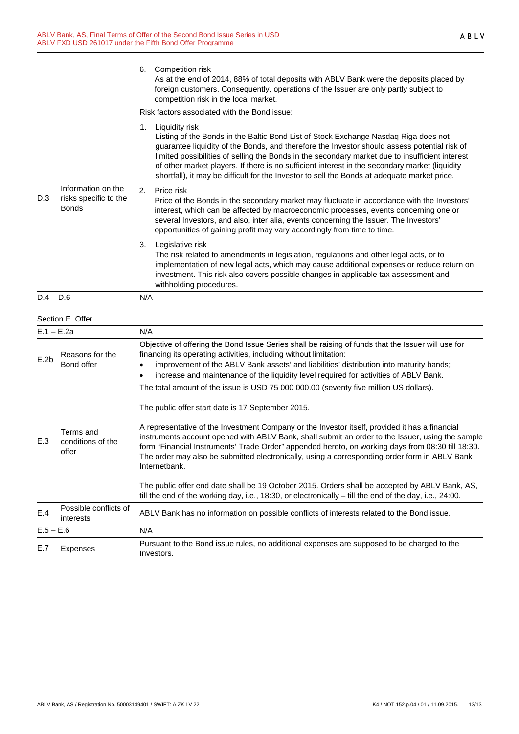| | | |
|---|---|---|
| | | 6. Competition risk<br>As at the end of 2014, 88% of total deposits with ABLV Bank were the deposits placed by foreign customers. Consequently, operations of the Issuer are only partly subject to competition risk in the local market. |
| D.3 | Information on the risks specific to the Bonds | Risk factors associated with the Bond issue:<br>1. Liquidity risk<br>Listing of the Bonds in the Baltic Bond List of Stock Exchange Nasdaq Riga does not guarantee liquidity of the Bonds, and therefore the Investor should assess potential risk of limited possibilities of selling the Bonds in the secondary market due to insufficient interest of other market players. If there is no sufficient interest in the secondary market (liquidity shortfall), it may be difficult for the Investor to sell the Bonds at adequate market price.<br>2. Price risk<br>Price of the Bonds in the secondary market may fluctuate in accordance with the Investors' interest, which can be affected by macroeconomic processes, events concerning one or several Investors, and also, inter alia, events concerning the Issuer. The Investors' opportunities of gaining profit may vary accordingly from time to time.<br>3. Legislative risk<br>The risk related to amendments in legislation, regulations and other legal acts, or to implementation of new legal acts, which may cause additional expenses or reduce return on investment. This risk also covers possible changes in applicable tax assessment and withholding procedures. |
| D.4 – D.6 | | N/A |

Section E. Offer

| | | |
|---|---|---|
| E.1 – E.2a | | N/A |
| E.2b | Reasons for the Bond offer | Objective of offering the Bond Issue Series shall be raising of funds that the Issuer will use for financing its operating activities, including without limitation:<br>• improvement of the ABLV Bank assets' and liabilities' distribution into maturity bands;<br>• increase and maintenance of the liquidity level required for activities of ABLV Bank. |
| E.3 | Terms and conditions of the offer | The total amount of the issue is USD 75 000 000.00 (seventy five million US dollars).<br><br>The public offer start date is 17 September 2015.<br><br>A representative of the Investment Company or the Investor itself, provided it has a financial instruments account opened with ABLV Bank, shall submit an order to the Issuer, using the sample form "Financial Instruments' Trade Order" appended hereto, on working days from 08:30 till 18:30. The order may also be submitted electronically, using a corresponding order form in ABLV Bank Internetbank.<br><br>The public offer end date shall be 19 October 2015. Orders shall be accepted by ABLV Bank, AS, till the end of the working day, i.e., 18:30, or electronically – till the end of the day, i.e., 24:00. |
| E.4 | Possible conflicts of interests | ABLV Bank has no information on possible conflicts of interests related to the Bond issue. |
| E.5 – E.6 | | N/A |
| E.7 | Expenses | Pursuant to the Bond issue rules, no additional expenses are supposed to be charged to the Investors. |